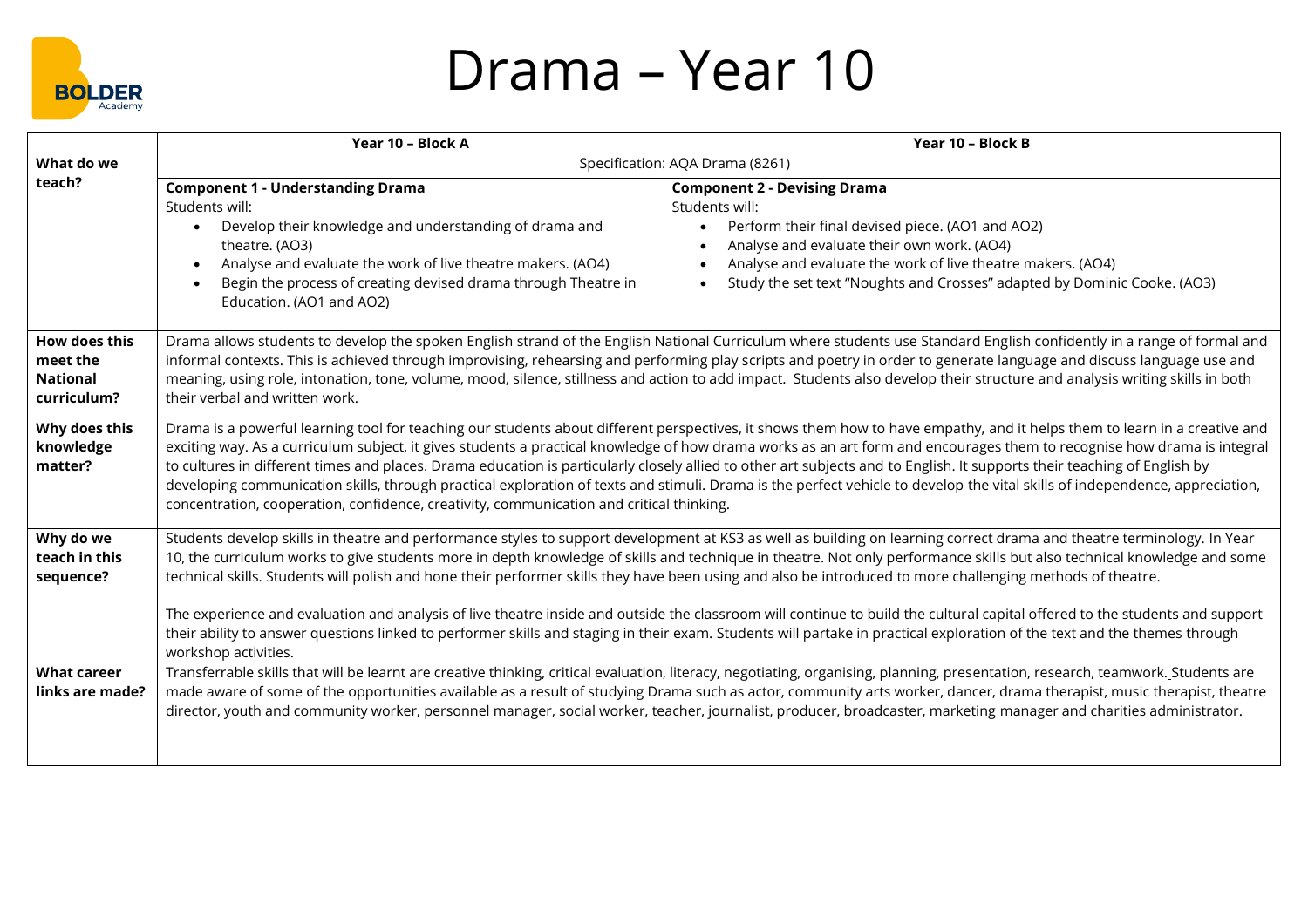# Drama – Year 10

| | Year 10 – Block A | Year 10 – Block B |
|---|---|---|
| **What do we teach?** | Specification: AQA Drama (8261) | |
| | **Component 1 - Understanding Drama**<br>Students will:<br>• Develop their knowledge and understanding of drama and theatre. (AO3)<br>• Analyse and evaluate the work of live theatre makers. (AO4)<br>• Begin the process of creating devised drama through Theatre in Education. (AO1 and AO2) | **Component 2 - Devising Drama**<br>Students will:<br>• Perform their final devised piece. (AO1 and AO2)<br>• Analyse and evaluate their own work. (AO4)<br>• Analyse and evaluate the work of live theatre makers. (AO4)<br>• Study the set text "Noughts and Crosses" adapted by Dominic Cooke. (AO3) |
| **How does this meet the National curriculum?** | Drama allows students to develop the spoken English strand of the English National Curriculum where students use Standard English confidently in a range of formal and informal contexts. This is achieved through improvising, rehearsing and performing play scripts and poetry in order to generate language and discuss language use and meaning, using role, intonation, tone, volume, mood, silence, stillness and action to add impact. Students also develop their structure and analysis writing skills in both their verbal and written work. | |
| **Why does this knowledge matter?** | Drama is a powerful learning tool for teaching our students about different perspectives, it shows them how to have empathy, and it helps them to learn in a creative and exciting way. As a curriculum subject, it gives students a practical knowledge of how drama works as an art form and encourages them to recognise how drama is integral to cultures in different times and places. Drama education is particularly closely allied to other art subjects and to English. It supports their teaching of English by developing communication skills, through practical exploration of texts and stimuli. Drama is the perfect vehicle to develop the vital skills of independence, appreciation, concentration, cooperation, confidence, creativity, communication and critical thinking. | |
| **Why do we teach in this sequence?** | Students develop skills in theatre and performance styles to support development at KS3 as well as building on learning correct drama and theatre terminology. In Year 10, the curriculum works to give students more in depth knowledge of skills and technique in theatre. Not only performance skills but also technical knowledge and some technical skills. Students will polish and hone their performer skills they have been using and also be introduced to more challenging methods of theatre.<br><br>The experience and evaluation and analysis of live theatre inside and outside the classroom will continue to build the cultural capital offered to the students and support their ability to answer questions linked to performer skills and staging in their exam. Students will partake in practical exploration of the text and the themes through workshop activities. | |
| **What career links are made?** | Transferrable skills that will be learnt are creative thinking, critical evaluation, literacy, negotiating, organising, planning, presentation, research, teamwork. Students are made aware of some of the opportunities available as a result of studying Drama such as actor, community arts worker, dancer, drama therapist, music therapist, theatre director, youth and community worker, personnel manager, social worker, teacher, journalist, producer, broadcaster, marketing manager and charities administrator. | |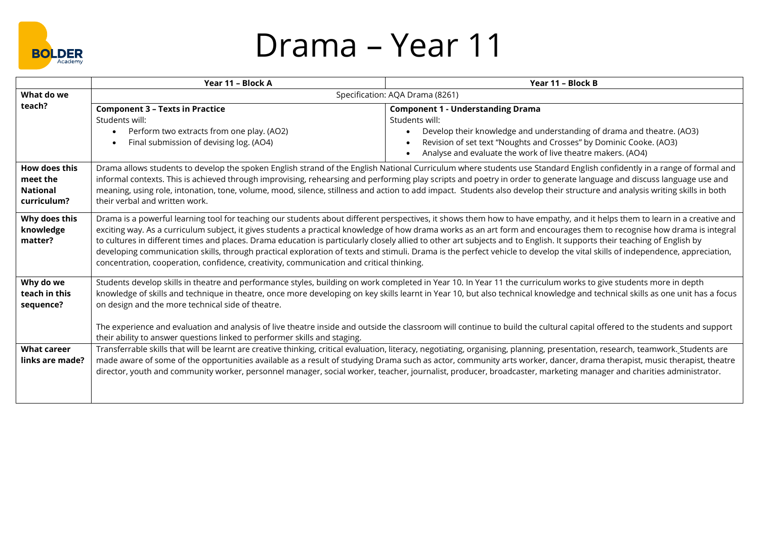# Drama – Year 11

| | Year 11 – Block A | Year 11 – Block B |
|---|---|---|
| **What do we teach?** | Specification: AQA Drama (8261) | |
| | **Component 3 – Texts in Practice**<br>Students will:<br>• Perform two extracts from one play. (AO2)<br>• Final submission of devising log. (AO4) | **Component 1 - Understanding Drama**<br>Students will:<br>• Develop their knowledge and understanding of drama and theatre. (AO3)<br>• Revision of set text "Noughts and Crosses" by Dominic Cooke. (AO3)<br>• Analyse and evaluate the work of live theatre makers. (AO4) |
| **How does this meet the National curriculum?** | Drama allows students to develop the spoken English strand of the English National Curriculum where students use Standard English confidently in a range of formal and informal contexts. This is achieved through improvising, rehearsing and performing play scripts and poetry in order to generate language and discuss language use and meaning, using role, intonation, tone, volume, mood, silence, stillness and action to add impact. Students also develop their structure and analysis writing skills in both their verbal and written work. | |
| **Why does this knowledge matter?** | Drama is a powerful learning tool for teaching our students about different perspectives, it shows them how to have empathy, and it helps them to learn in a creative and exciting way. As a curriculum subject, it gives students a practical knowledge of how drama works as an art form and encourages them to recognise how drama is integral to cultures in different times and places. Drama education is particularly closely allied to other art subjects and to English. It supports their teaching of English by developing communication skills, through practical exploration of texts and stimuli. Drama is the perfect vehicle to develop the vital skills of independence, appreciation, concentration, cooperation, confidence, creativity, communication and critical thinking. | |
| **Why do we teach in this sequence?** | Students develop skills in theatre and performance styles, building on work completed in Year 10. In Year 11 the curriculum works to give students more in depth knowledge of skills and technique in theatre, once more developing on key skills learnt in Year 10, but also technical knowledge and technical skills as one unit has a focus on design and the more technical side of theatre.<br><br>The experience and evaluation and analysis of live theatre inside and outside the classroom will continue to build the cultural capital offered to the students and support their ability to answer questions linked to performer skills and staging. | |
| **What career links are made?** | Transferrable skills that will be learnt are creative thinking, critical evaluation, literacy, negotiating, organising, planning, presentation, research, teamwork. Students are made aware of some of the opportunities available as a result of studying Drama such as actor, community arts worker, dancer, drama therapist, music therapist, theatre director, youth and community worker, personnel manager, social worker, teacher, journalist, producer, broadcaster, marketing manager and charities administrator. | |